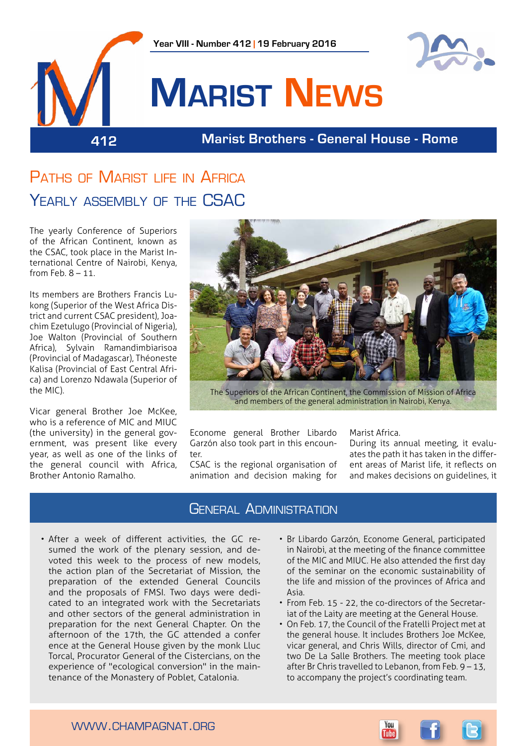Year VIII - Number 412 | 19 February 2016

# Marist News

412 — Marist Brothers - General House - Rome

## Paths of Marist life in Africa

## Yearly assembly of the CSAC

The yearly Conference of Superiors of the African Continent, known as the CSAC, took place in the Marist International Centre of Nairobi, Kenya, from Feb. 8 – 11.

Its members are Brothers Francis Lukong (Superior of the West Africa District and current CSAC president), Joachim Ezetulugo (Provincial of Nigeria), Joe Walton (Provincial of Southern Africa), Sylvain Ramandimbiarisoa (Provincial of Madagascar), Théoneste Kalisa (Provincial of East Central Africa) and Lorenzo Ndawala (Superior of the MIC).

Vicar general Brother Joe McKee, who is a reference of MIC and MIUC (the university) in the general government, was present like every year, as well as one of the links of the general council with Africa, Brother Antonio Ramalho.

The Superiors of the African Continent, the Commission of Mission of Africa and members of the general administration in Nairobi, Kenya.

Econome general Brother Libardo Garzón also took part in this encounter.

CSAC is the regional organisation of animation and decision making for Marist Africa.

During its annual meeting, it evaluates the path it has taken in the different areas of Marist life, it reflects on and makes decisions on guidelines, it

## General Administration

- After a week of different activities, the GC resumed the work of the plenary session, and devoted this week to the process of new models, the action plan of the Secretariat of Mission, the preparation of the extended General Councils and the proposals of FMSI. Two days were dedicated to an integrated work with the Secretariats and other sectors of the general administration in preparation for the next General Chapter. On the afternoon of the 17th, the GC attended a confer ence at the General House given by the monk Lluc Torcal, Procurator General of the Cistercians, on the experience of "ecological conversion" in the maintenance of the Monastery of Poblet, Catalonia.
- Br Libardo Garzón, Econome General, participated in Nairobi, at the meeting of the finance committee of the MIC and MIUC. He also attended the first day of the seminar on the economic sustainability of the life and mission of the provinces of Africa and Asia.
- From Feb. 15 - 22, the co-directors of the Secretariat of the Laity are meeting at the General House.
- On Feb. 17, the Council of the Fratelli Project met at the general house. It includes Brothers Joe McKee, vicar general, and Chris Wills, director of Cmi, and two De La Salle Brothers. The meeting took place after Br Chris travelled to Lebanon, from Feb. 9 – 13, to accompany the project's coordinating team.

WWW.CHAMPAGNAT.ORG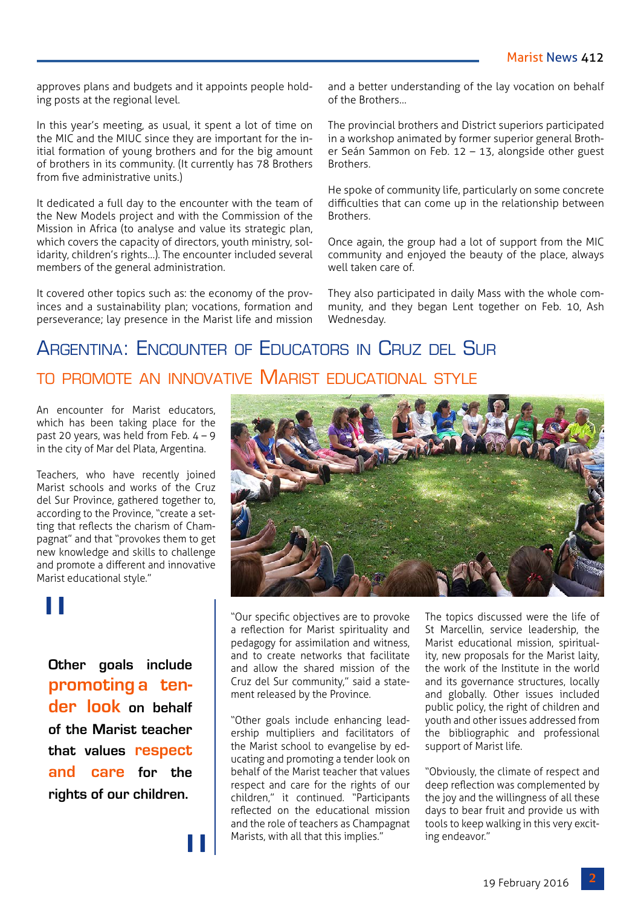approves plans and budgets and it appoints people holding posts at the regional level.

In this year's meeting, as usual, it spent a lot of time on the MIC and the MIUC since they are important for the initial formation of young brothers and for the big amount of brothers in its community. (It currently has 78 Brothers from five administrative units.)

It dedicated a full day to the encounter with the team of the New Models project and with the Commission of the Mission in Africa (to analyse and value its strategic plan, which covers the capacity of directors, youth ministry, solidarity, children's rights...). The encounter included several members of the general administration.

It covered other topics such as: the economy of the provinces and a sustainability plan; vocations, formation and perseverance; lay presence in the Marist life and mission and a better understanding of the lay vocation on behalf of the Brothers...

The provincial brothers and District superiors participated in a workshop animated by former superior general Brother Seán Sammon on Feb. 12 – 13, alongside other guest Brothers.

He spoke of community life, particularly on some concrete difficulties that can come up in the relationship between Brothers.

Once again, the group had a lot of support from the MIC community and enjoyed the beauty of the place, always well taken care of.

They also participated in daily Mass with the whole community, and they began Lent together on Feb. 10, Ash Wednesday.

## Argentina: Encounter of Educators in Cruz del Sur to promote an innovative Marist educational style

An encounter for Marist educators, which has been taking place for the past 20 years, was held from Feb. 4 – 9 in the city of Mar del Plata, Argentina.

Teachers, who have recently joined Marist schools and works of the Cruz del Sur Province, gathered together to, according to the Province, "create a setting that reflects the charism of Champagnat" and that "provokes them to get new knowledge and skills to challenge and promote a different and innovative Marist educational style."

> **Other goals include promoting a tender look on behalf of the Marist teacher that values respect and care for the rights of our children.**

"Our specific objectives are to provoke a reflection for Marist spirituality and pedagogy for assimilation and witness, and to create networks that facilitate and allow the shared mission of the Cruz del Sur community," said a statement released by the Province.

"Other goals include enhancing leadership multipliers and facilitators of the Marist school to evangelise by educating and promoting a tender look on behalf of the Marist teacher that values respect and care for the rights of our children," it continued. "Participants reflected on the educational mission and the role of teachers as Champagnat Marists, with all that this implies."

The topics discussed were the life of St Marcellin, service leadership, the Marist educational mission, spirituality, new proposals for the Marist laity, the work of the Institute in the world and its governance structures, locally and globally. Other issues included public policy, the right of children and youth and other issues addressed from the bibliographic and professional support of Marist life.

"Obviously, the climate of respect and deep reflection was complemented by the joy and the willingness of all these days to bear fruit and provide us with tools to keep walking in this very exciting endeavor."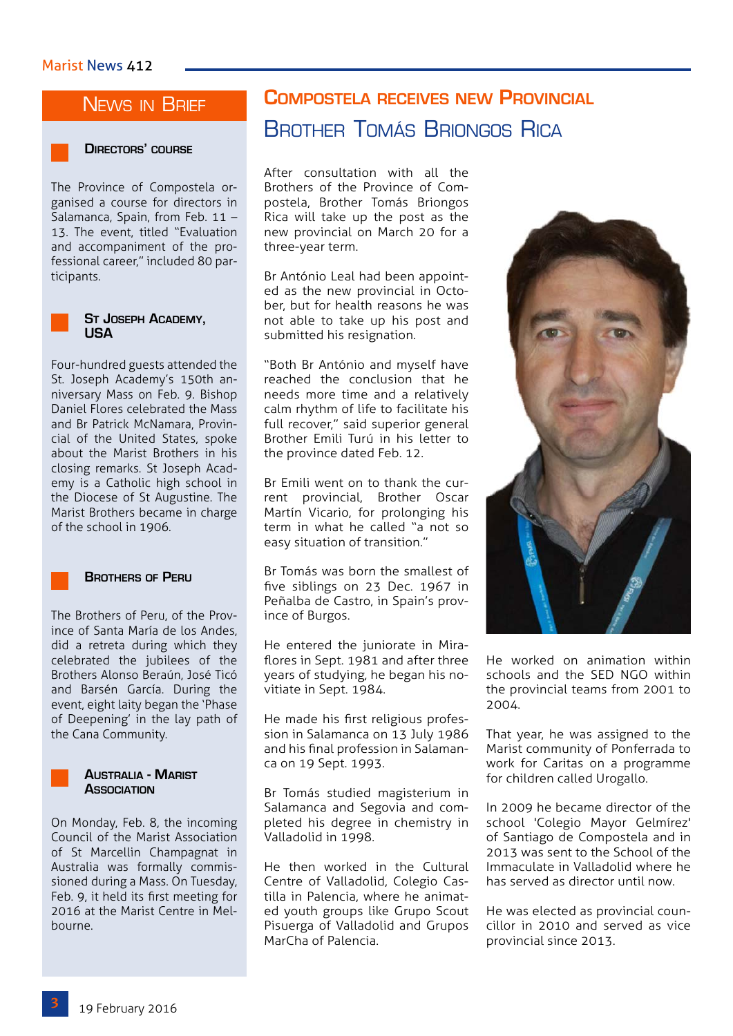## News in Brief

### Directors' course

The Province of Compostela organised a course for directors in Salamanca, Spain, from Feb. 11 – 13. The event, titled "Evaluation and accompaniment of the professional career," included 80 participants.

### St Joseph Academy, USA

Four-hundred guests attended the St. Joseph Academy's 150th anniversary Mass on Feb. 9. Bishop Daniel Flores celebrated the Mass and Br Patrick McNamara, Provincial of the United States, spoke about the Marist Brothers in his closing remarks. St Joseph Academy is a Catholic high school in the Diocese of St Augustine. The Marist Brothers became in charge of the school in 1906.

### Brothers of Peru

The Brothers of Peru, of the Province of Santa María de los Andes, did a retreta during which they celebrated the jubilees of the Brothers Alonso Beraún, José Ticó and Barsén García. During the event, eight laity began the 'Phase of Deepening' in the lay path of the Cana Community.

### Australia - Marist Association

On Monday, Feb. 8, the incoming Council of the Marist Association of St Marcellin Champagnat in Australia was formally commissioned during a Mass. On Tuesday, Feb. 9, it held its first meeting for 2016 at the Marist Centre in Melbourne.

## Compostela receives new Provincial

## Brother Tomás Briongos Rica

After consultation with all the Brothers of the Province of Compostela, Brother Tomás Briongos Rica will take up the post as the new provincial on March 20 for a three-year term.

Br António Leal had been appointed as the new provincial in October, but for health reasons he was not able to take up his post and submitted his resignation.

"Both Br António and myself have reached the conclusion that he needs more time and a relatively calm rhythm of life to facilitate his full recover," said superior general Brother Emili Turú in his letter to the province dated Feb. 12.

Br Emili went on to thank the current provincial, Brother Oscar Martín Vicario, for prolonging his term in what he called "a not so easy situation of transition."

Br Tomás was born the smallest of five siblings on 23 Dec. 1967 in Peñalba de Castro, in Spain's province of Burgos.

He entered the juniorate in Miraflores in Sept. 1981 and after three years of studying, he began his novitiate in Sept. 1984.

He made his first religious profession in Salamanca on 13 July 1986 and his final profession in Salamanca on 19 Sept. 1993.

Br Tomás studied magisterium in Salamanca and Segovia and completed his degree in chemistry in Valladolid in 1998.

He then worked in the Cultural Centre of Valladolid, Colegio Castilla in Palencia, where he animated youth groups like Grupo Scout Pisuerga of Valladolid and Grupos MarCha of Palencia.

He worked on animation within schools and the SED NGO within the provincial teams from 2001 to 2004.

That year, he was assigned to the Marist community of Ponferrada to work for Caritas on a programme for children called Urogallo.

In 2009 he became director of the school 'Colegio Mayor Gelmírez' of Santiago de Compostela and in 2013 was sent to the School of the Immaculate in Valladolid where he has served as director until now.

He was elected as provincial councillor in 2010 and served as vice provincial since 2013.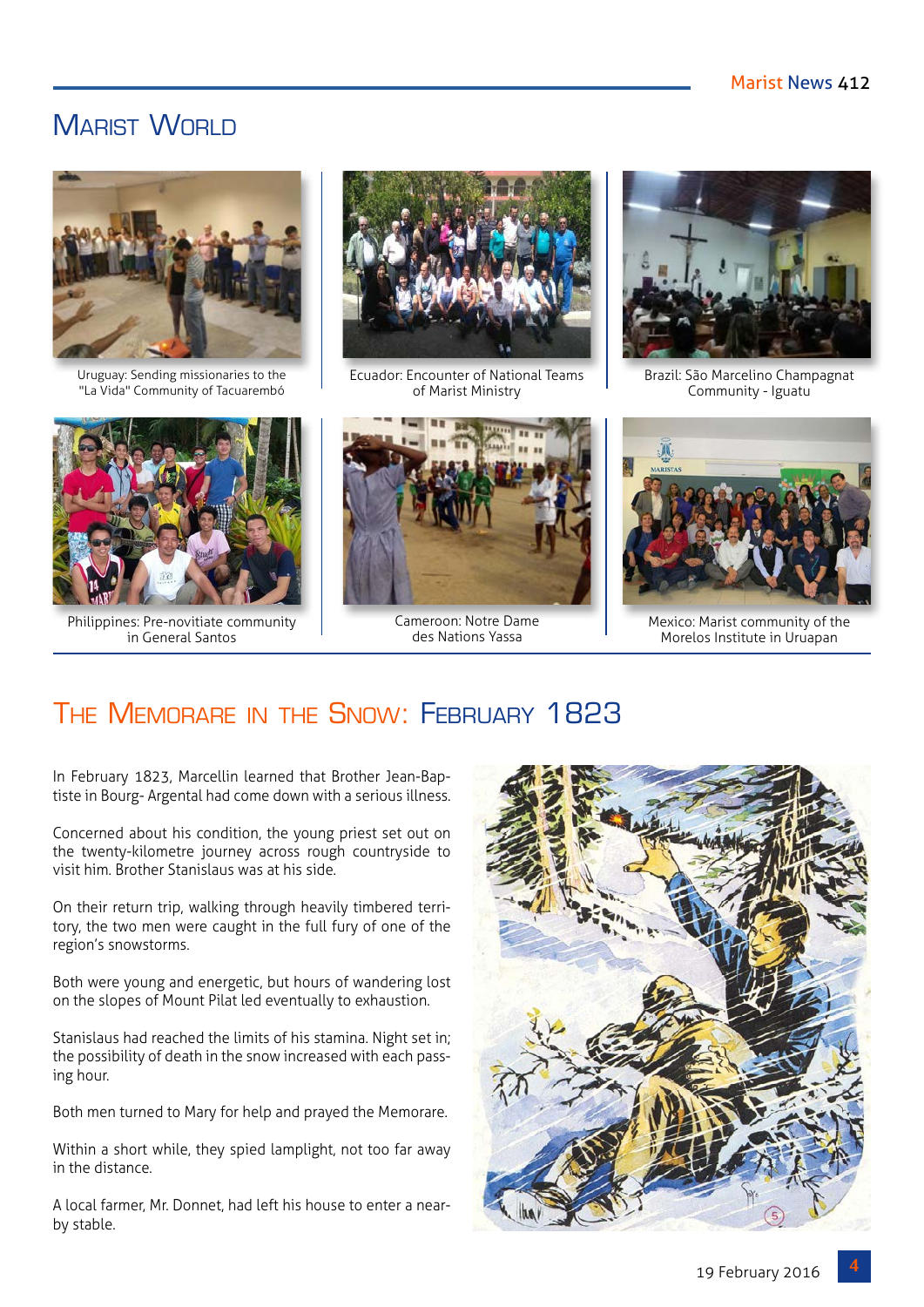# Marist World

Uruguay: Sending missionaries to the "La Vida" Community of Tacuarembó

Ecuador: Encounter of National Teams of Marist Ministry

Brazil: São Marcelino Champagnat Community - Iguatu

Philippines: Pre-novitiate community in General Santos

Cameroon: Notre Dame des Nations Yassa

Mexico: Marist community of the Morelos Institute in Uruapan

# The Memorare in the Snow: February 1823

In February 1823, Marcellin learned that Brother Jean-Baptiste in Bourg- Argental had come down with a serious illness.

Concerned about his condition, the young priest set out on the twenty-kilometre journey across rough countryside to visit him. Brother Stanislaus was at his side.

On their return trip, walking through heavily timbered territory, the two men were caught in the full fury of one of the region's snowstorms.

Both were young and energetic, but hours of wandering lost on the slopes of Mount Pilat led eventually to exhaustion.

Stanislaus had reached the limits of his stamina. Night set in; the possibility of death in the snow increased with each passing hour.

Both men turned to Mary for help and prayed the Memorare.

Within a short while, they spied lamplight, not too far away in the distance.

A local farmer, Mr. Donnet, had left his house to enter a nearby stable.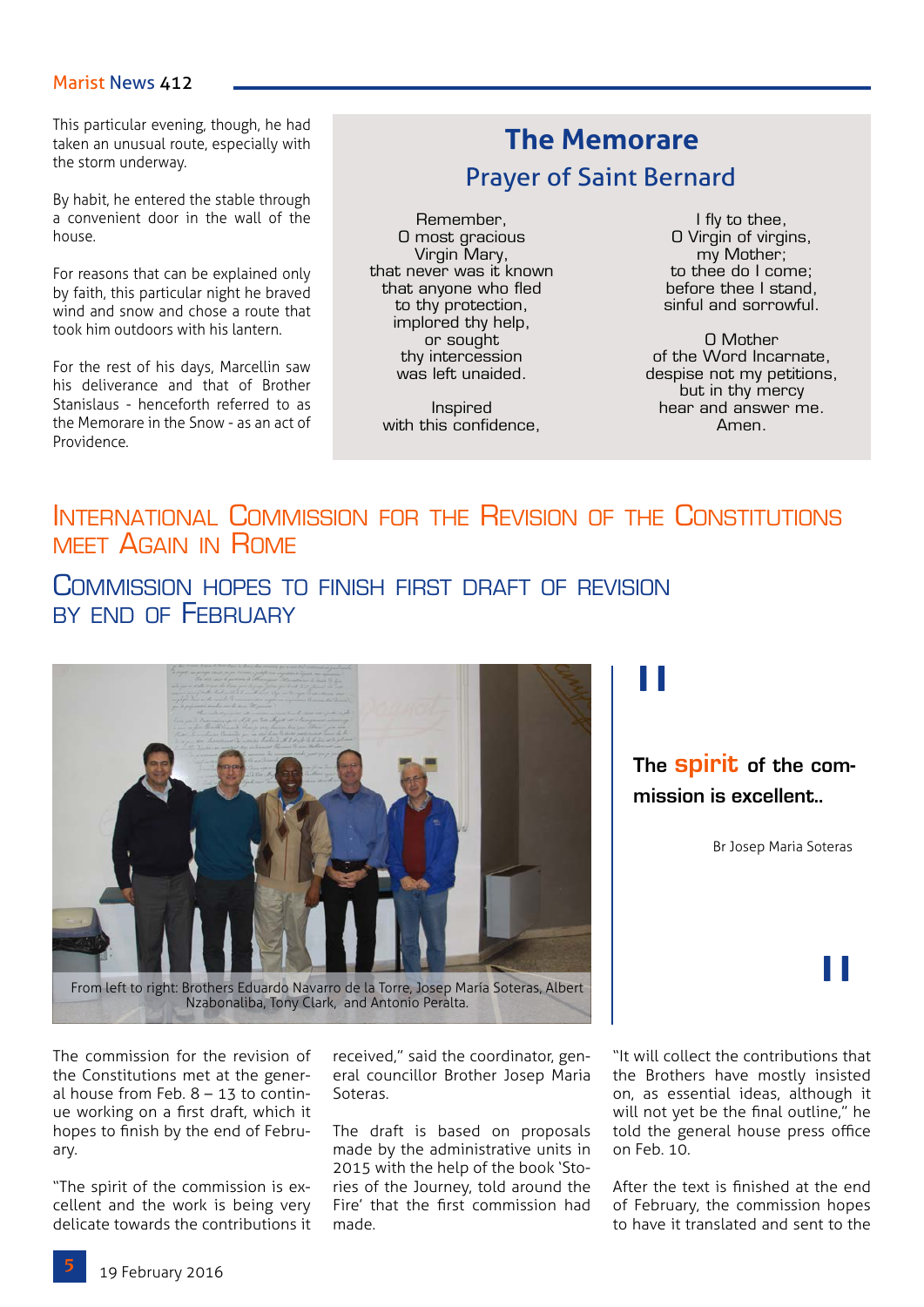This particular evening, though, he had taken an unusual route, especially with the storm underway.

By habit, he entered the stable through a convenient door in the wall of the house.

For reasons that can be explained only by faith, this particular night he braved wind and snow and chose a route that took him outdoors with his lantern.

For the rest of his days, Marcellin saw his deliverance and that of Brother Stanislaus - henceforth referred to as the Memorare in the Snow - as an act of Providence.

## The Memorare

### Prayer of Saint Bernard

Remember,
O most gracious
Virgin Mary,
that never was it known
that anyone who fled
to thy protection,
implored thy help,
or sought
thy intercession
was left unaided.

Inspired
with this confidence,

I fly to thee,
O Virgin of virgins,
my Mother;
to thee do I come;
before thee I stand,
sinful and sorrowful.

O Mother
of the Word Incarnate,
despise not my petitions,
but in thy mercy
hear and answer me.
Amen.

## International Commission for the Revision of the Constitutions meet again in Rome

### Commission hopes to finish first draft of revision by end of February

From left to right: Brothers Eduardo Navarro de la Torre, Josep María Soteras, Albert Nzabonaliba, Tony Clark, and Antonio Peralta.

> "The **spirit** of the commission is excellent..
>
> Br Josep Maria Soteras"

The commission for the revision of the Constitutions met at the general house from Feb. 8 – 13 to continue working on a first draft, which it hopes to finish by the end of February.

"The spirit of the commission is excellent and the work is being very delicate towards the contributions it received," said the coordinator, general councillor Brother Josep Maria Soteras.

The draft is based on proposals made by the administrative units in 2015 with the help of the book 'Stories of the Journey, told around the Fire' that the first commission had made.

"It will collect the contributions that the Brothers have mostly insisted on, as essential ideas, although it will not yet be the final outline," he told the general house press office on Feb. 10.

After the text is finished at the end of February, the commission hopes to have it translated and sent to the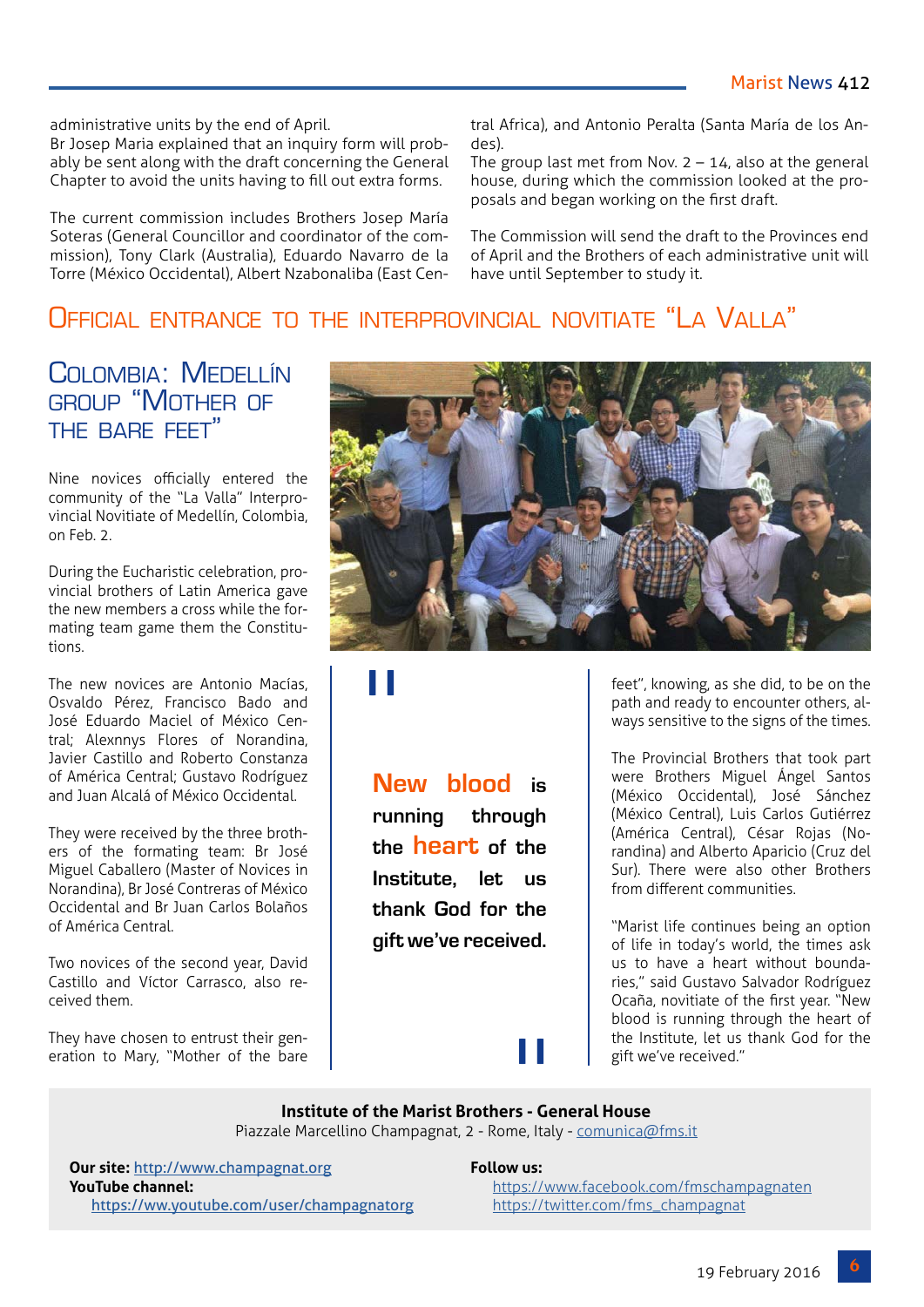administrative units by the end of April.

Br Josep Maria explained that an inquiry form will probably be sent along with the draft concerning the General Chapter to avoid the units having to fill out extra forms.

The current commission includes Brothers Josep María Soteras (General Councillor and coordinator of the commission), Tony Clark (Australia), Eduardo Navarro de la Torre (México Occidental), Albert Nzabonaliba (East Central Africa), and Antonio Peralta (Santa María de los Andes).

The group last met from Nov. 2 – 14, also at the general house, during which the commission looked at the proposals and began working on the first draft.

The Commission will send the draft to the Provinces end of April and the Brothers of each administrative unit will have until September to study it.

## Official entrance to the interprovincial novitiate "La Valla"

### Colombia: Medellín group "Mother of the bare feet"

Nine novices officially entered the community of the "La Valla" Interprovincial Novitiate of Medellín, Colombia, on Feb. 2.

During the Eucharistic celebration, provincial brothers of Latin America gave the new members a cross while the formating team game them the Constitutions.

The new novices are Antonio Macías, Osvaldo Pérez, Francisco Bado and José Eduardo Maciel of México Central; Alexnnys Flores of Norandina, Javier Castillo and Roberto Constanza of América Central; Gustavo Rodríguez and Juan Alcalá of México Occidental.

They were received by the three brothers of the formating team: Br José Miguel Caballero (Master of Novices in Norandina), Br José Contreras of México Occidental and Br Juan Carlos Bolaños of América Central.

Two novices of the second year, David Castillo and Víctor Carrasco, also received them.

They have chosen to entrust their generation to Mary, "Mother of the bare feet", knowing, as she did, to be on the path and ready to encounter others, always sensitive to the signs of the times.

> **New blood is running through the heart of the Institute, let us thank God for the gift we've received.**

The Provincial Brothers that took part were Brothers Miguel Ángel Santos (México Occidental), José Sánchez (México Central), Luis Carlos Gutiérrez (América Central), César Rojas (Norandina) and Alberto Aparicio (Cruz del Sur). There were also other Brothers from different communities.

"Marist life continues being an option of life in today's world, the times ask us to have a heart without boundaries," said Gustavo Salvador Rodríguez Ocaña, novitiate of the first year. "New blood is running through the heart of the Institute, let us thank God for the gift we've received."

---

**Institute of the Marist Brothers - General House**
Piazzale Marcellino Champagnat, 2 - Rome, Italy - comunica@fms.it

**Our site:** http://www.champagnat.org
**YouTube channel:**
https://ww.youtube.com/user/champagnatorg

**Follow us:**
https://www.facebook.com/fmschampagnaten
https://twitter.com/fms_champagnat